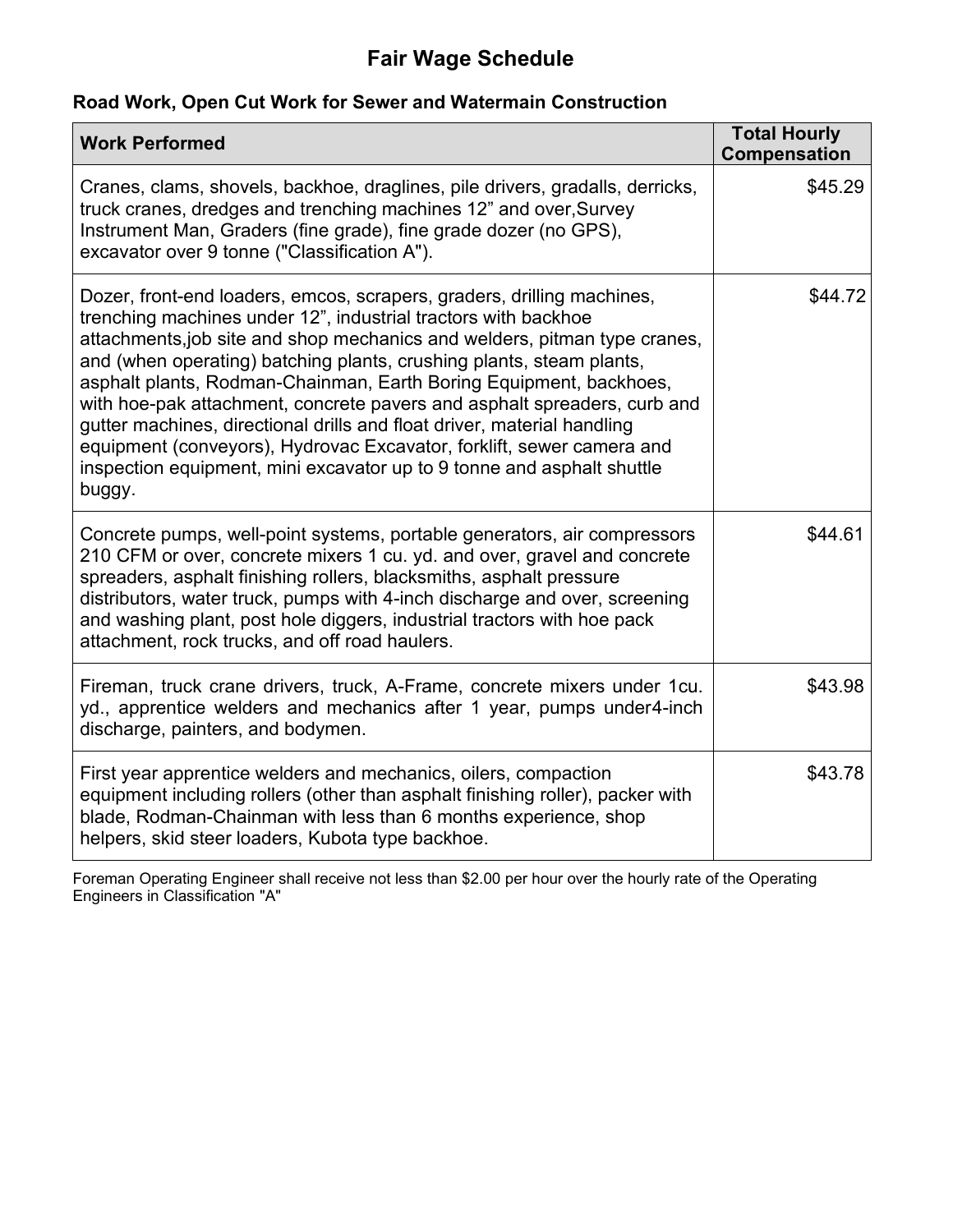# Fair Wage Schedule

### Road Work, Open Cut Work for Sewer and Watermain Construction

| Work Performed | Total Hourly Compensation |
|---|---|
| Cranes, clams, shovels, backhoe, draglines, pile drivers, gradalls, derricks, truck cranes, dredges and trenching machines 12" and over,Survey Instrument Man, Graders (fine grade), fine grade dozer (no GPS), excavator over 9 tonne ("Classification A"). | $45.29 |
| Dozer, front-end loaders, emcos, scrapers, graders, drilling machines, trenching machines under 12", industrial tractors with backhoe attachments,job site and shop mechanics and welders, pitman type cranes, and (when operating) batching plants, crushing plants, steam plants, asphalt plants, Rodman-Chainman, Earth Boring Equipment, backhoes, with hoe-pak attachment, concrete pavers and asphalt spreaders, curb and gutter machines, directional drills and float driver, material handling equipment (conveyors), Hydrovac Excavator, forklift, sewer camera and inspection equipment, mini excavator up to 9 tonne and asphalt shuttle buggy. | $44.72 |
| Concrete pumps, well-point systems, portable generators, air compressors 210 CFM or over, concrete mixers 1 cu. yd. and over, gravel and concrete spreaders, asphalt finishing rollers, blacksmiths, asphalt pressure distributors, water truck, pumps with 4-inch discharge and over, screening and washing plant, post hole diggers, industrial tractors with hoe pack attachment, rock trucks, and off road haulers. | $44.61 |
| Fireman, truck crane drivers, truck, A-Frame, concrete mixers under 1cu. yd., apprentice welders and mechanics after 1 year, pumps under4-inch discharge, painters, and bodymen. | $43.98 |
| First year apprentice welders and mechanics, oilers, compaction equipment including rollers (other than asphalt finishing roller), packer with blade, Rodman-Chainman with less than 6 months experience, shop helpers, skid steer loaders, Kubota type backhoe. | $43.78 |

Foreman Operating Engineer shall receive not less than $2.00 per hour over the hourly rate of the Operating Engineers in Classification "A"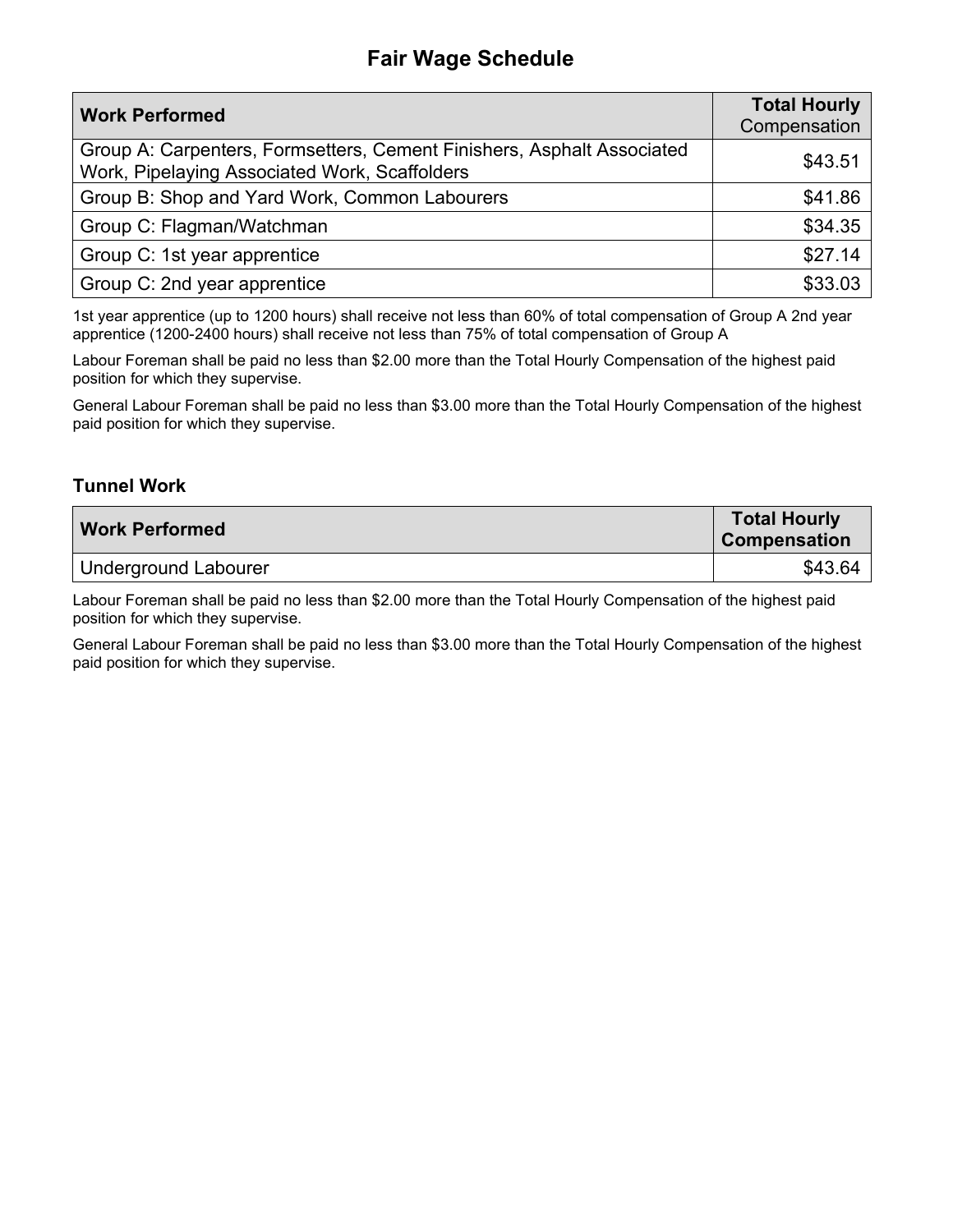## Fair Wage Schedule

| Work Performed | Total Hourly Compensation |
|---|---|
| Group A: Carpenters, Formsetters, Cement Finishers, Asphalt Associated Work, Pipelaying Associated Work, Scaffolders | $43.51 |
| Group B: Shop and Yard Work, Common Labourers | $41.86 |
| Group C: Flagman/Watchman | $34.35 |
| Group C: 1st year apprentice | $27.14 |
| Group C: 2nd year apprentice | $33.03 |

1st year apprentice (up to 1200 hours) shall receive not less than 60% of total compensation of Group A 2nd year apprentice (1200-2400 hours) shall receive not less than 75% of total compensation of Group A

Labour Foreman shall be paid no less than $2.00 more than the Total Hourly Compensation of the highest paid position for which they supervise.

General Labour Foreman shall be paid no less than $3.00 more than the Total Hourly Compensation of the highest paid position for which they supervise.

### Tunnel Work

| Work Performed | Total Hourly Compensation |
|---|---|
| Underground Labourer | $43.64 |

Labour Foreman shall be paid no less than $2.00 more than the Total Hourly Compensation of the highest paid position for which they supervise.

General Labour Foreman shall be paid no less than $3.00 more than the Total Hourly Compensation of the highest paid position for which they supervise.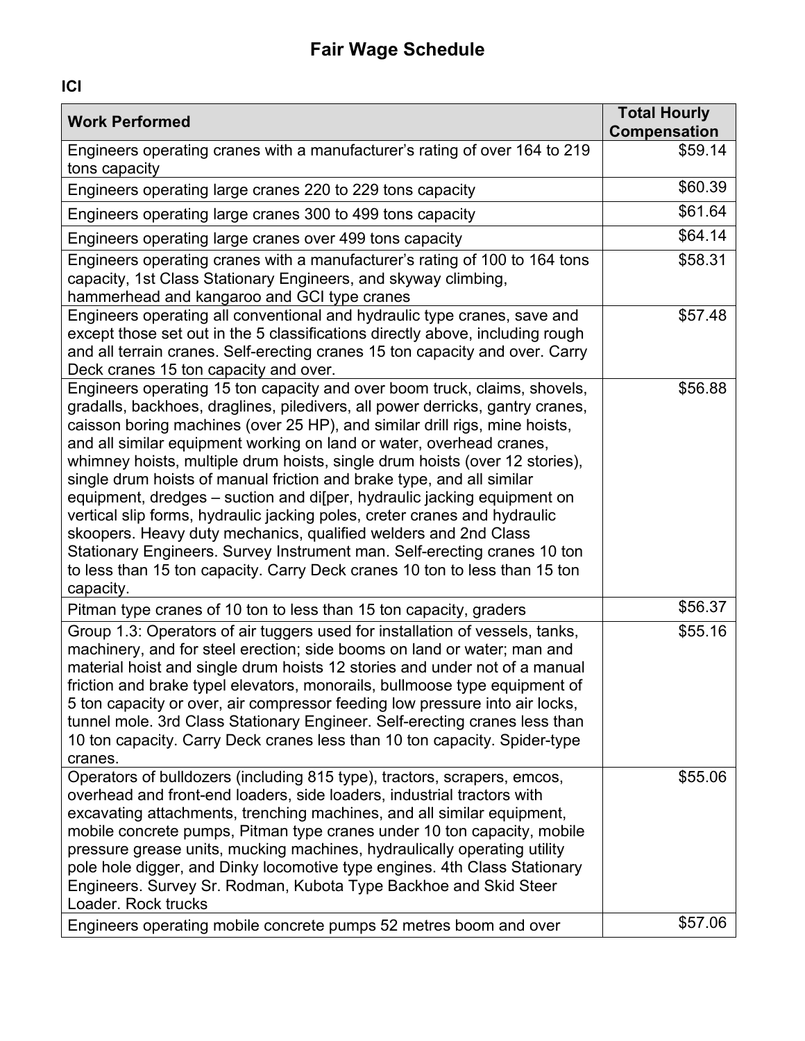# Fair Wage Schedule

**ICI**

| Work Performed | Total Hourly Compensation |
|---|---|
| Engineers operating cranes with a manufacturer's rating of over 164 to 219 tons capacity | $59.14 |
| Engineers operating large cranes 220 to 229 tons capacity | $60.39 |
| Engineers operating large cranes 300 to 499 tons capacity | $61.64 |
| Engineers operating large cranes over 499 tons capacity | $64.14 |
| Engineers operating cranes with a manufacturer's rating of 100 to 164 tons capacity, 1st Class Stationary Engineers, and skyway climbing, hammerhead and kangaroo and GCI type cranes | $58.31 |
| Engineers operating all conventional and hydraulic type cranes, save and except those set out in the 5 classifications directly above, including rough and all terrain cranes. Self-erecting cranes 15 ton capacity and over. Carry Deck cranes 15 ton capacity and over. | $57.48 |
| Engineers operating 15 ton capacity and over boom truck, claims, shovels, gradalls, backhoes, draglines, piledivers, all power derricks, gantry cranes, caisson boring machines (over 25 HP), and similar drill rigs, mine hoists, and all similar equipment working on land or water, overhead cranes, whimney hoists, multiple drum hoists, single drum hoists (over 12 stories), single drum hoists of manual friction and brake type, and all similar equipment, dredges – suction and di[per, hydraulic jacking equipment on vertical slip forms, hydraulic jacking poles, creter cranes and hydraulic skoopers. Heavy duty mechanics, qualified welders and 2nd Class Stationary Engineers. Survey Instrument man. Self-erecting cranes 10 ton to less than 15 ton capacity. Carry Deck cranes 10 ton to less than 15 ton capacity. | $56.88 |
| Pitman type cranes of 10 ton to less than 15 ton capacity, graders | $56.37 |
| Group 1.3: Operators of air tuggers used for installation of vessels, tanks, machinery, and for steel erection; side booms on land or water; man and material hoist and single drum hoists 12 stories and under not of a manual friction and brake typel elevators, monorails, bullmoose type equipment of 5 ton capacity or over, air compressor feeding low pressure into air locks, tunnel mole. 3rd Class Stationary Engineer. Self-erecting cranes less than 10 ton capacity. Carry Deck cranes less than 10 ton capacity. Spider-type cranes. | $55.16 |
| Operators of bulldozers (including 815 type), tractors, scrapers, emcos, overhead and front-end loaders, side loaders, industrial tractors with excavating attachments, trenching machines, and all similar equipment, mobile concrete pumps, Pitman type cranes under 10 ton capacity, mobile pressure grease units, mucking machines, hydraulically operating utility pole hole digger, and Dinky locomotive type engines. 4th Class Stationary Engineers. Survey Sr. Rodman, Kubota Type Backhoe and Skid Steer Loader. Rock trucks | $55.06 |
| Engineers operating mobile concrete pumps 52 metres boom and over | $57.06 |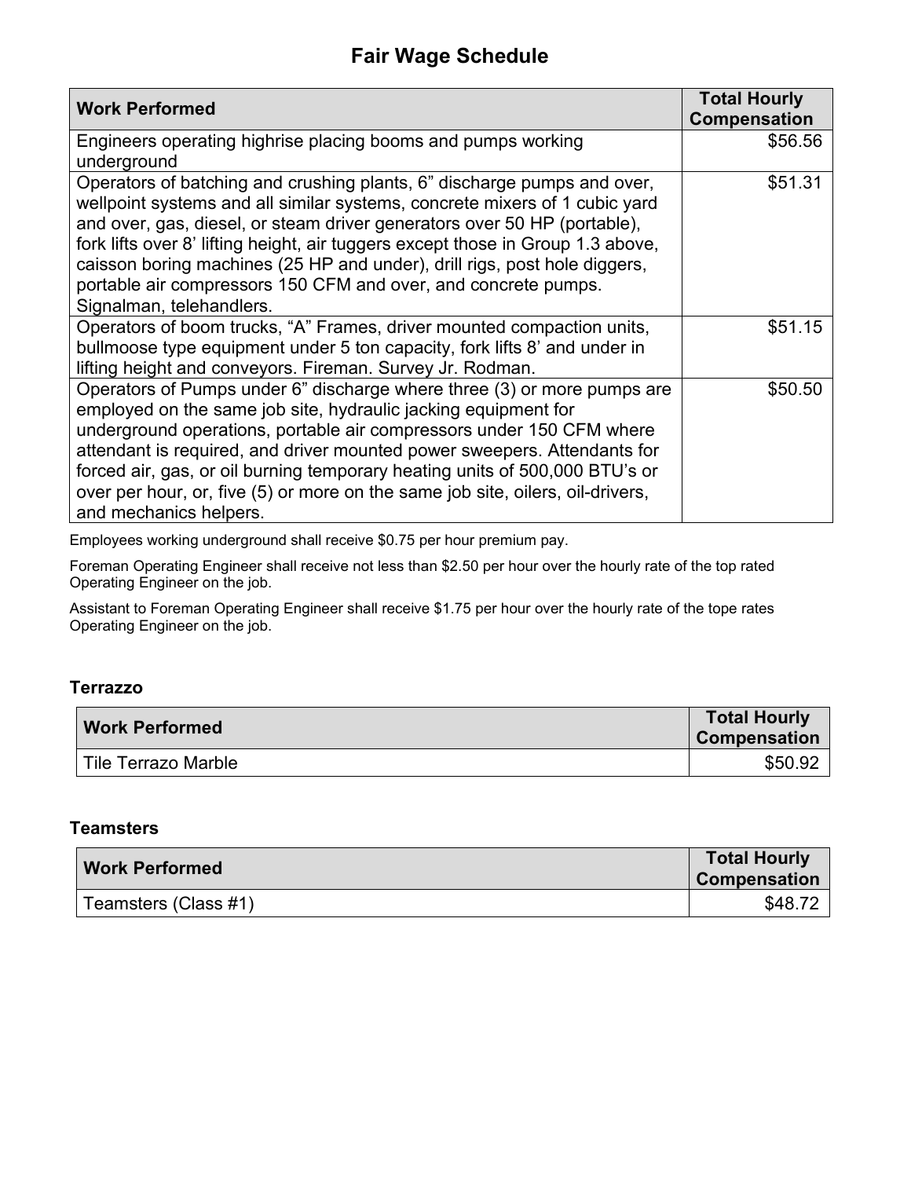# Fair Wage Schedule

| Work Performed | Total Hourly Compensation |
|---|---|
| Engineers operating highrise placing booms and pumps working underground | $56.56 |
| Operators of batching and crushing plants, 6" discharge pumps and over, wellpoint systems and all similar systems, concrete mixers of 1 cubic yard and over, gas, diesel, or steam driver generators over 50 HP (portable), fork lifts over 8' lifting height, air tuggers except those in Group 1.3 above, caisson boring machines (25 HP and under), drill rigs, post hole diggers, portable air compressors 150 CFM and over, and concrete pumps. Signalman, telehandlers. | $51.31 |
| Operators of boom trucks, "A" Frames, driver mounted compaction units, bullmoose type equipment under 5 ton capacity, fork lifts 8' and under in lifting height and conveyors. Fireman. Survey Jr. Rodman. | $51.15 |
| Operators of Pumps under 6" discharge where three (3) or more pumps are employed on the same job site, hydraulic jacking equipment for underground operations, portable air compressors under 150 CFM where attendant is required, and driver mounted power sweepers. Attendants for forced air, gas, or oil burning temporary heating units of 500,000 BTU's or over per hour, or, five (5) or more on the same job site, oilers, oil-drivers, and mechanics helpers. | $50.50 |

Employees working underground shall receive $0.75 per hour premium pay.

Foreman Operating Engineer shall receive not less than $2.50 per hour over the hourly rate of the top rated Operating Engineer on the job.

Assistant to Foreman Operating Engineer shall receive $1.75 per hour over the hourly rate of the tope rates Operating Engineer on the job.

### Terrazzo

| Work Performed | Total Hourly Compensation |
|---|---|
| Tile Terrazo Marble | $50.92 |

### Teamsters

| Work Performed | Total Hourly Compensation |
|---|---|
| Teamsters (Class #1) | $48.72 |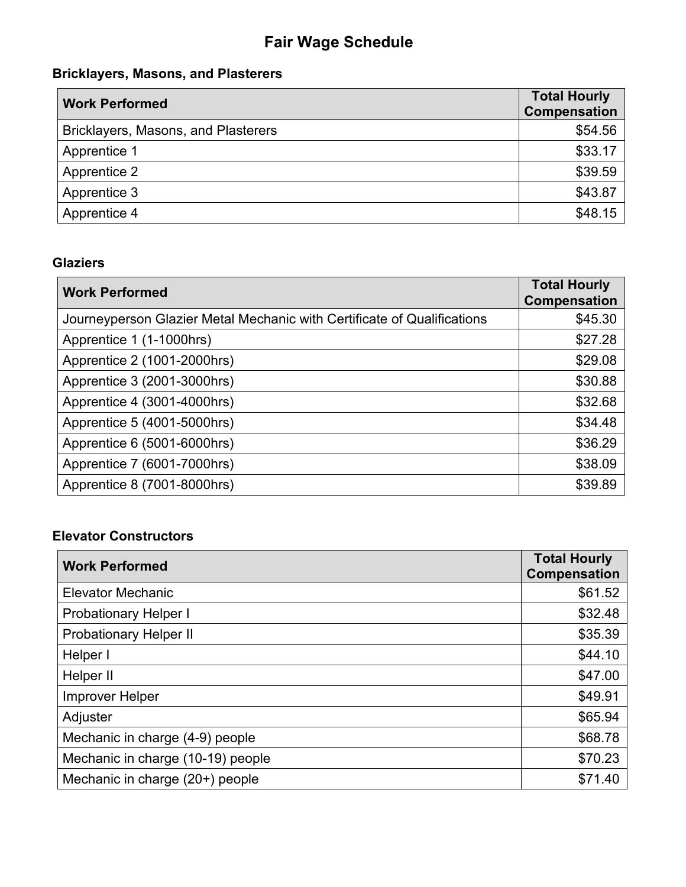# Fair Wage Schedule

## Bricklayers, Masons, and Plasterers

| Work Performed | Total Hourly Compensation |
|---|---:|
| Bricklayers, Masons, and Plasterers | $54.56 |
| Apprentice 1 | $33.17 |
| Apprentice 2 | $39.59 |
| Apprentice 3 | $43.87 |
| Apprentice 4 | $48.15 |

## Glaziers

| Work Performed | Total Hourly Compensation |
|---|---:|
| Journeyperson Glazier Metal Mechanic with Certificate of Qualifications | $45.30 |
| Apprentice 1 (1-1000hrs) | $27.28 |
| Apprentice 2 (1001-2000hrs) | $29.08 |
| Apprentice 3 (2001-3000hrs) | $30.88 |
| Apprentice 4 (3001-4000hrs) | $32.68 |
| Apprentice 5 (4001-5000hrs) | $34.48 |
| Apprentice 6 (5001-6000hrs) | $36.29 |
| Apprentice 7 (6001-7000hrs) | $38.09 |
| Apprentice 8 (7001-8000hrs) | $39.89 |

## Elevator Constructors

| Work Performed | Total Hourly Compensation |
|---|---:|
| Elevator Mechanic | $61.52 |
| Probationary Helper I | $32.48 |
| Probationary Helper II | $35.39 |
| Helper I | $44.10 |
| Helper II | $47.00 |
| Improver Helper | $49.91 |
| Adjuster | $65.94 |
| Mechanic in charge (4-9) people | $68.78 |
| Mechanic in charge (10-19) people | $70.23 |
| Mechanic in charge (20+) people | $71.40 |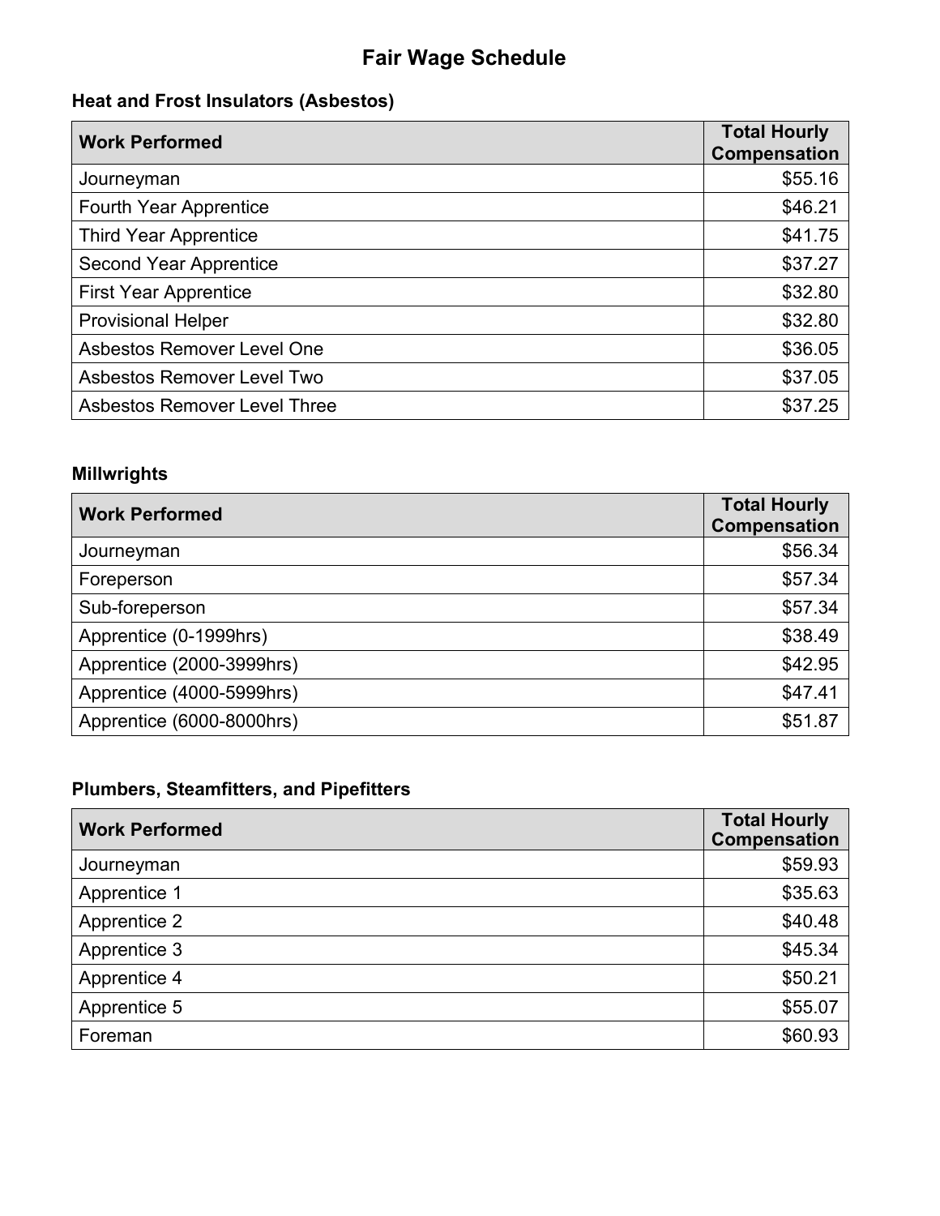# Fair Wage Schedule

### Heat and Frost Insulators (Asbestos)

| Work Performed | Total Hourly Compensation |
|---|---:|
| Journeyman | $55.16 |
| Fourth Year Apprentice | $46.21 |
| Third Year Apprentice | $41.75 |
| Second Year Apprentice | $37.27 |
| First Year Apprentice | $32.80 |
| Provisional Helper | $32.80 |
| Asbestos Remover Level One | $36.05 |
| Asbestos Remover Level Two | $37.05 |
| Asbestos Remover Level Three | $37.25 |

### Millwrights

| Work Performed | Total Hourly Compensation |
|---|---:|
| Journeyman | $56.34 |
| Foreperson | $57.34 |
| Sub-foreperson | $57.34 |
| Apprentice (0-1999hrs) | $38.49 |
| Apprentice (2000-3999hrs) | $42.95 |
| Apprentice (4000-5999hrs) | $47.41 |
| Apprentice (6000-8000hrs) | $51.87 |

### Plumbers, Steamfitters, and Pipefitters

| Work Performed | Total Hourly Compensation |
|---|---:|
| Journeyman | $59.93 |
| Apprentice 1 | $35.63 |
| Apprentice 2 | $40.48 |
| Apprentice 3 | $45.34 |
| Apprentice 4 | $50.21 |
| Apprentice 5 | $55.07 |
| Foreman | $60.93 |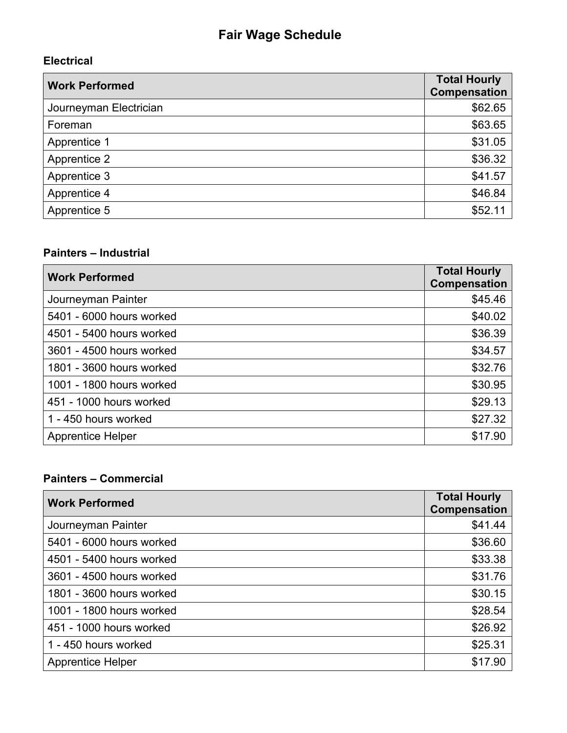# Fair Wage Schedule

## Electrical

| Work Performed | Total Hourly Compensation |
| --- | ---: |
| Journeyman Electrician | $62.65 |
| Foreman | $63.65 |
| Apprentice 1 | $31.05 |
| Apprentice 2 | $36.32 |
| Apprentice 3 | $41.57 |
| Apprentice 4 | $46.84 |
| Apprentice 5 | $52.11 |

## Painters – Industrial

| Work Performed | Total Hourly Compensation |
| --- | ---: |
| Journeyman Painter | $45.46 |
| 5401 - 6000 hours worked | $40.02 |
| 4501 - 5400 hours worked | $36.39 |
| 3601 - 4500 hours worked | $34.57 |
| 1801 - 3600 hours worked | $32.76 |
| 1001 - 1800 hours worked | $30.95 |
| 451 - 1000 hours worked | $29.13 |
| 1 - 450 hours worked | $27.32 |
| Apprentice Helper | $17.90 |

## Painters – Commercial

| Work Performed | Total Hourly Compensation |
| --- | ---: |
| Journeyman Painter | $41.44 |
| 5401 - 6000 hours worked | $36.60 |
| 4501 - 5400 hours worked | $33.38 |
| 3601 - 4500 hours worked | $31.76 |
| 1801 - 3600 hours worked | $30.15 |
| 1001 - 1800 hours worked | $28.54 |
| 451 - 1000 hours worked | $26.92 |
| 1 - 450 hours worked | $25.31 |
| Apprentice Helper | $17.90 |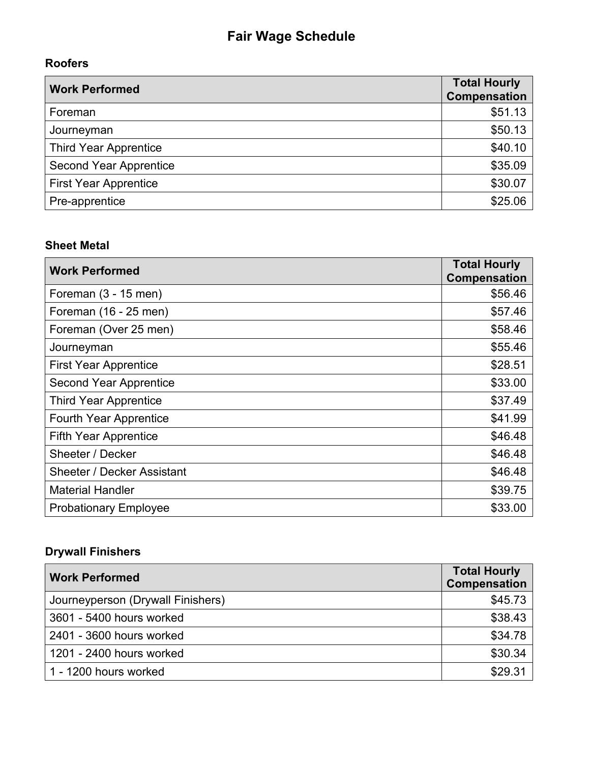# Fair Wage Schedule

### Roofers

| Work Performed | Total Hourly Compensation |
|---|---:|
| Foreman | $51.13 |
| Journeyman | $50.13 |
| Third Year Apprentice | $40.10 |
| Second Year Apprentice | $35.09 |
| First Year Apprentice | $30.07 |
| Pre-apprentice | $25.06 |

### Sheet Metal

| Work Performed | Total Hourly Compensation |
|---|---:|
| Foreman (3 - 15 men) | $56.46 |
| Foreman (16 - 25 men) | $57.46 |
| Foreman (Over 25 men) | $58.46 |
| Journeyman | $55.46 |
| First Year Apprentice | $28.51 |
| Second Year Apprentice | $33.00 |
| Third Year Apprentice | $37.49 |
| Fourth Year Apprentice | $41.99 |
| Fifth Year Apprentice | $46.48 |
| Sheeter / Decker | $46.48 |
| Sheeter / Decker Assistant | $46.48 |
| Material Handler | $39.75 |
| Probationary Employee | $33.00 |

### Drywall Finishers

| Work Performed | Total Hourly Compensation |
|---|---:|
| Journeyperson (Drywall Finishers) | $45.73 |
| 3601 - 5400 hours worked | $38.43 |
| 2401 - 3600 hours worked | $34.78 |
| 1201 - 2400 hours worked | $30.34 |
| 1 - 1200 hours worked | $29.31 |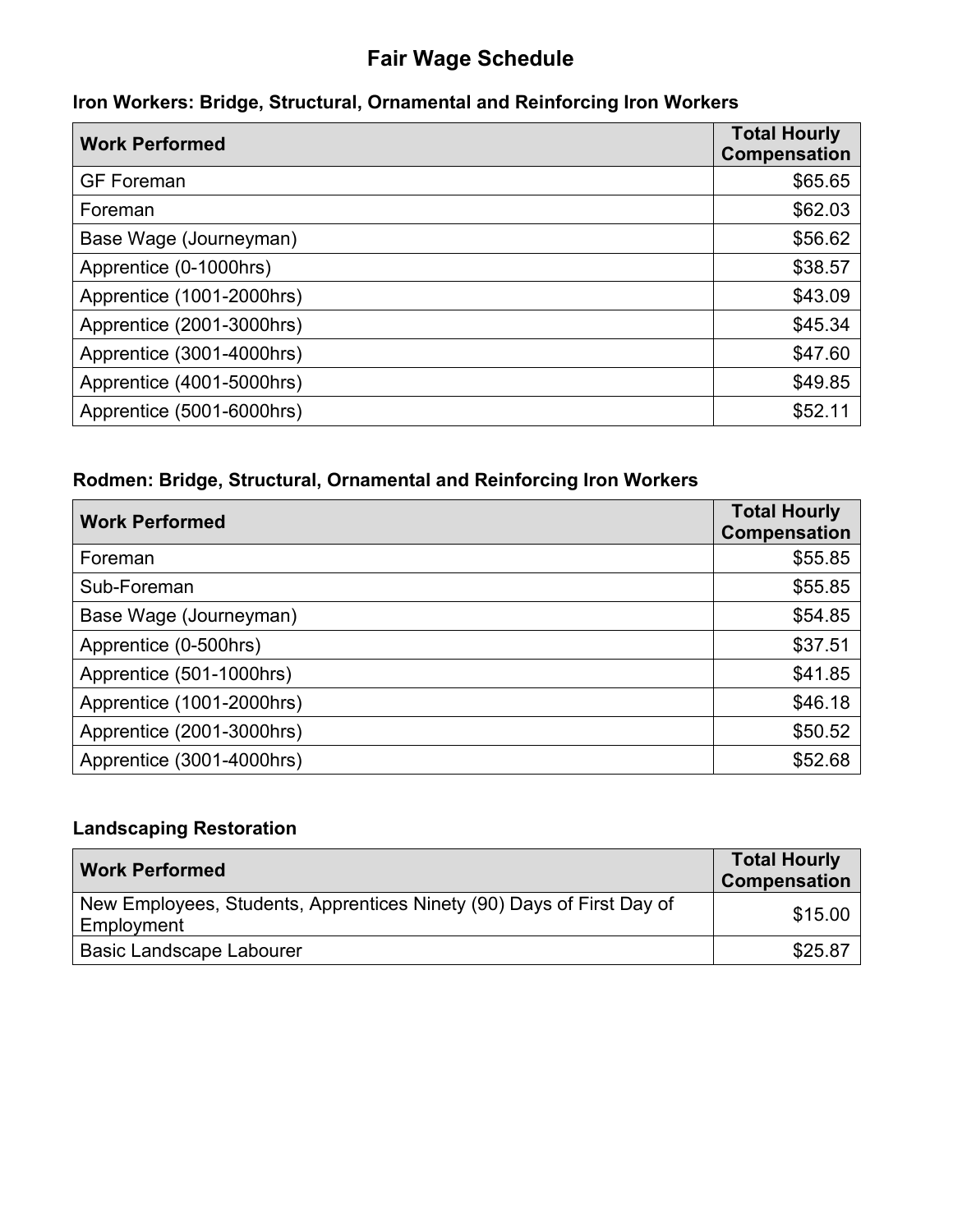# Fair Wage Schedule

### Iron Workers: Bridge, Structural, Ornamental and Reinforcing Iron Workers

| Work Performed | Total Hourly Compensation |
| --- | ---: |
| GF Foreman | $65.65 |
| Foreman | $62.03 |
| Base Wage (Journeyman) | $56.62 |
| Apprentice (0-1000hrs) | $38.57 |
| Apprentice (1001-2000hrs) | $43.09 |
| Apprentice (2001-3000hrs) | $45.34 |
| Apprentice (3001-4000hrs) | $47.60 |
| Apprentice (4001-5000hrs) | $49.85 |
| Apprentice (5001-6000hrs) | $52.11 |

### Rodmen: Bridge, Structural, Ornamental and Reinforcing Iron Workers

| Work Performed | Total Hourly Compensation |
| --- | ---: |
| Foreman | $55.85 |
| Sub-Foreman | $55.85 |
| Base Wage (Journeyman) | $54.85 |
| Apprentice (0-500hrs) | $37.51 |
| Apprentice (501-1000hrs) | $41.85 |
| Apprentice (1001-2000hrs) | $46.18 |
| Apprentice (2001-3000hrs) | $50.52 |
| Apprentice (3001-4000hrs) | $52.68 |

### Landscaping Restoration

| Work Performed | Total Hourly Compensation |
| --- | ---: |
| New Employees, Students, Apprentices Ninety (90) Days of First Day of Employment | $15.00 |
| Basic Landscape Labourer | $25.87 |